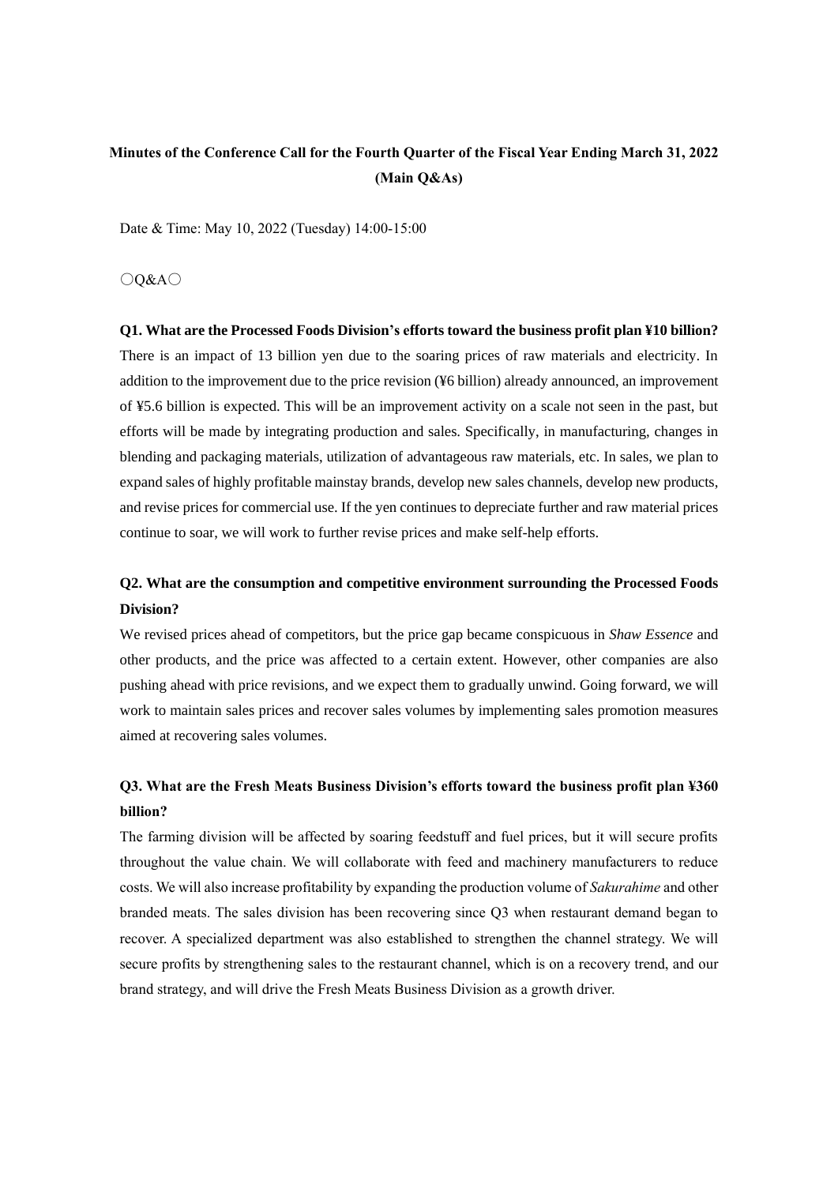**Minutes of the Conference Call for the Fourth Quarter of the Fiscal Year Ending March 31, 2022 (Main Q&As)**

Date & Time: May 10, 2022 (Tuesday) 14:00-15:00

〇Q&A〇

**Q1. What are the Processed Foods Division's efforts toward the business profit plan ¥10 billion?**

There is an impact of 13 billion yen due to the soaring prices of raw materials and electricity. In addition to the improvement due to the price revision (¥6 billion) already announced, an improvement of ¥5.6 billion is expected. This will be an improvement activity on a scale not seen in the past, but efforts will be made by integrating production and sales. Specifically, in manufacturing, changes in blending and packaging materials, utilization of advantageous raw materials, etc. In sales, we plan to expand sales of highly profitable mainstay brands, develop new sales channels, develop new products, and revise prices for commercial use. If the yen continues to depreciate further and raw material prices continue to soar, we will work to further revise prices and make self-help efforts.

**Q2. What are the consumption and competitive environment surrounding the Processed Foods Division?**

We revised prices ahead of competitors, but the price gap became conspicuous in *Shaw Essence* and other products, and the price was affected to a certain extent. However, other companies are also pushing ahead with price revisions, and we expect them to gradually unwind. Going forward, we will work to maintain sales prices and recover sales volumes by implementing sales promotion measures aimed at recovering sales volumes.

**Q3. What are the Fresh Meats Business Division's efforts toward the business profit plan ¥360 billion?**

The farming division will be affected by soaring feedstuff and fuel prices, but it will secure profits throughout the value chain. We will collaborate with feed and machinery manufacturers to reduce costs. We will also increase profitability by expanding the production volume of *Sakurahime* and other branded meats. The sales division has been recovering since Q3 when restaurant demand began to recover. A specialized department was also established to strengthen the channel strategy. We will secure profits by strengthening sales to the restaurant channel, which is on a recovery trend, and our brand strategy, and will drive the Fresh Meats Business Division as a growth driver.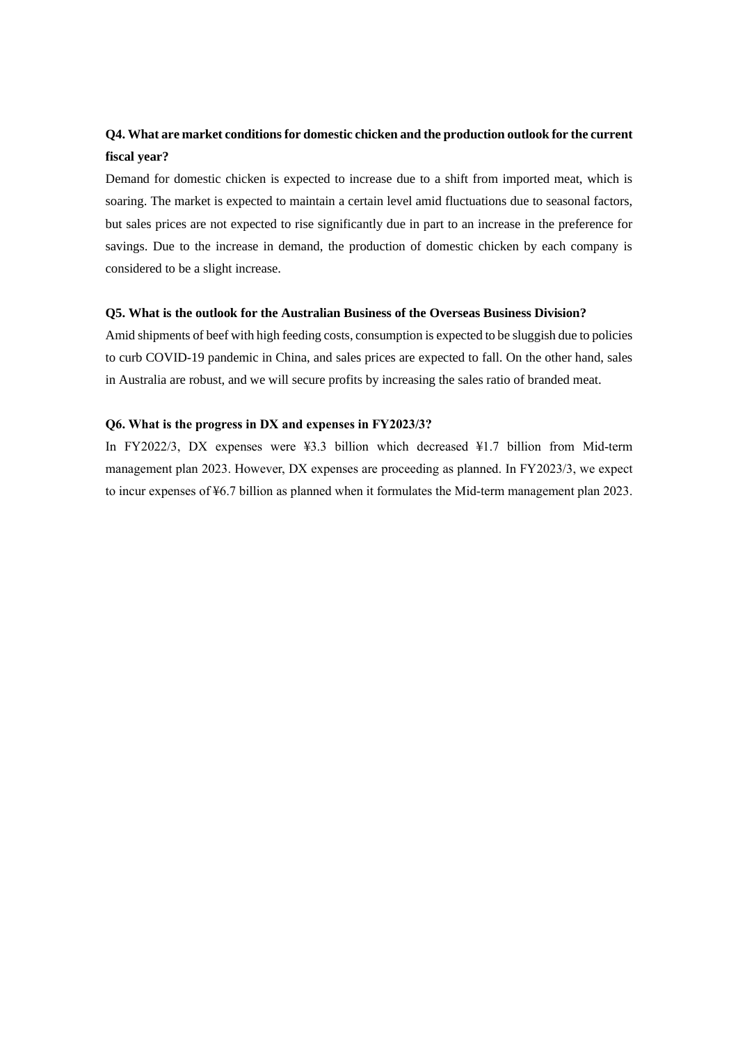**Q4. What are market conditions for domestic chicken and the production outlook for the current fiscal year?**

Demand for domestic chicken is expected to increase due to a shift from imported meat, which is soaring. The market is expected to maintain a certain level amid fluctuations due to seasonal factors, but sales prices are not expected to rise significantly due in part to an increase in the preference for savings. Due to the increase in demand, the production of domestic chicken by each company is considered to be a slight increase.

**Q5. What is the outlook for the Australian Business of the Overseas Business Division?**

Amid shipments of beef with high feeding costs, consumption is expected to be sluggish due to policies to curb COVID-19 pandemic in China, and sales prices are expected to fall. On the other hand, sales in Australia are robust, and we will secure profits by increasing the sales ratio of branded meat.

**Q6. What is the progress in DX and expenses in FY2023/3?**

In FY2022/3, DX expenses were ¥3.3 billion which decreased ¥1.7 billion from Mid-term management plan 2023. However, DX expenses are proceeding as planned. In FY2023/3, we expect to incur expenses of ¥6.7 billion as planned when it formulates the Mid-term management plan 2023.